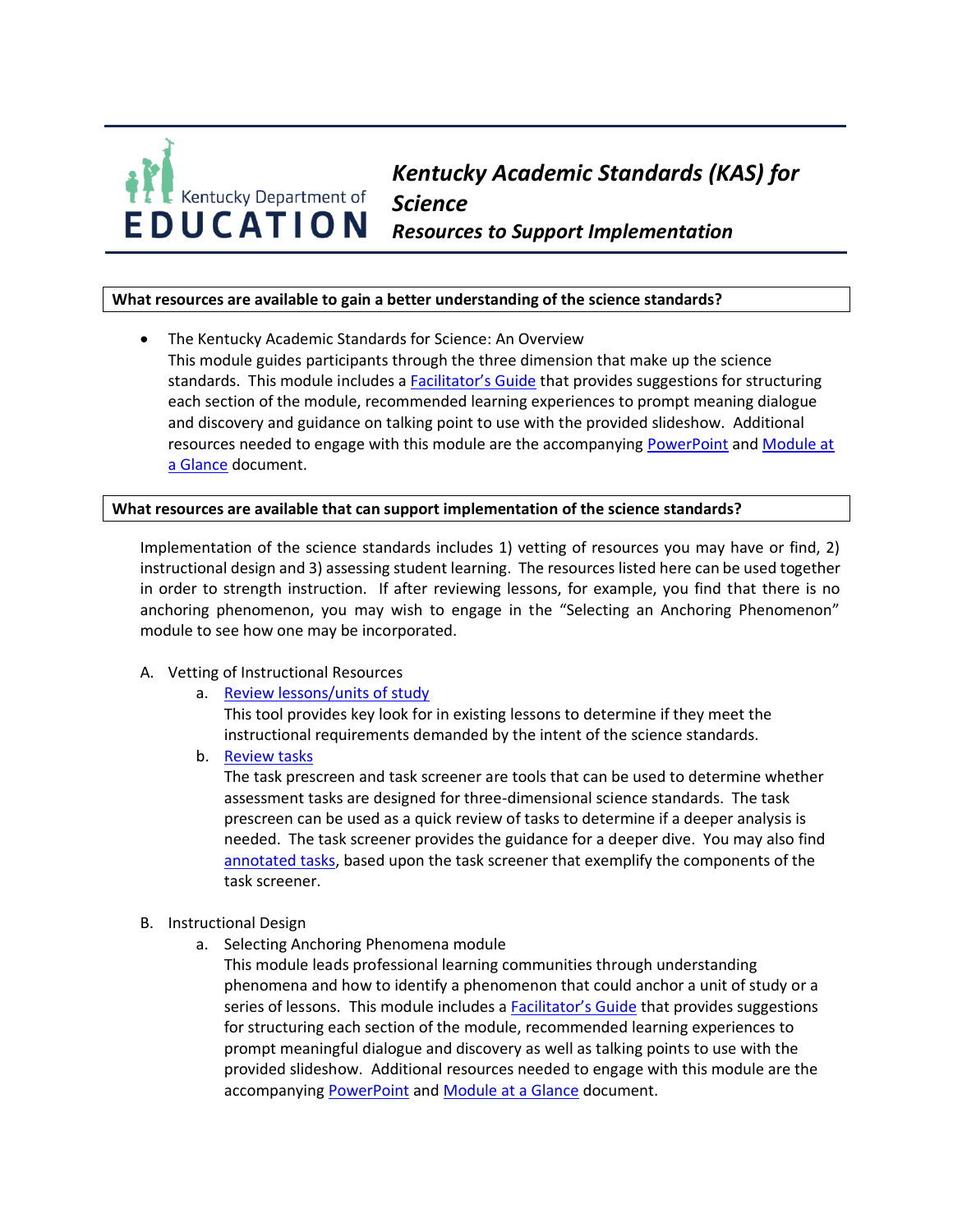Kentucky Department of EDUCATION

# *Kentucky Academic Standards (KAS) for Science*
## *Resources to Support Implementation*

**What resources are available to gain a better understanding of the science standards?**

- The Kentucky Academic Standards for Science: An Overview
  This module guides participants through the three dimension that make up the science standards. This module includes a Facilitator's Guide that provides suggestions for structuring each section of the module, recommended learning experiences to prompt meaning dialogue and discovery and guidance on talking point to use with the provided slideshow. Additional resources needed to engage with this module are the accompanying PowerPoint and Module at a Glance document.

**What resources are available that can support implementation of the science standards?**

Implementation of the science standards includes 1) vetting of resources you may have or find, 2) instructional design and 3) assessing student learning. The resources listed here can be used together in order to strength instruction. If after reviewing lessons, for example, you find that there is no anchoring phenomenon, you may wish to engage in the "Selecting an Anchoring Phenomenon" module to see how one may be incorporated.

A. Vetting of Instructional Resources
   a. Review lessons/units of study
      This tool provides key look for in existing lessons to determine if they meet the instructional requirements demanded by the intent of the science standards.
   b. Review tasks
      The task prescreen and task screener are tools that can be used to determine whether assessment tasks are designed for three-dimensional science standards. The task prescreen can be used as a quick review of tasks to determine if a deeper analysis is needed. The task screener provides the guidance for a deeper dive. You may also find annotated tasks, based upon the task screener that exemplify the components of the task screener.

B. Instructional Design
   a. Selecting Anchoring Phenomena module
      This module leads professional learning communities through understanding phenomena and how to identify a phenomenon that could anchor a unit of study or a series of lessons. This module includes a Facilitator's Guide that provides suggestions for structuring each section of the module, recommended learning experiences to prompt meaningful dialogue and discovery as well as talking points to use with the provided slideshow. Additional resources needed to engage with this module are the accompanying PowerPoint and Module at a Glance document.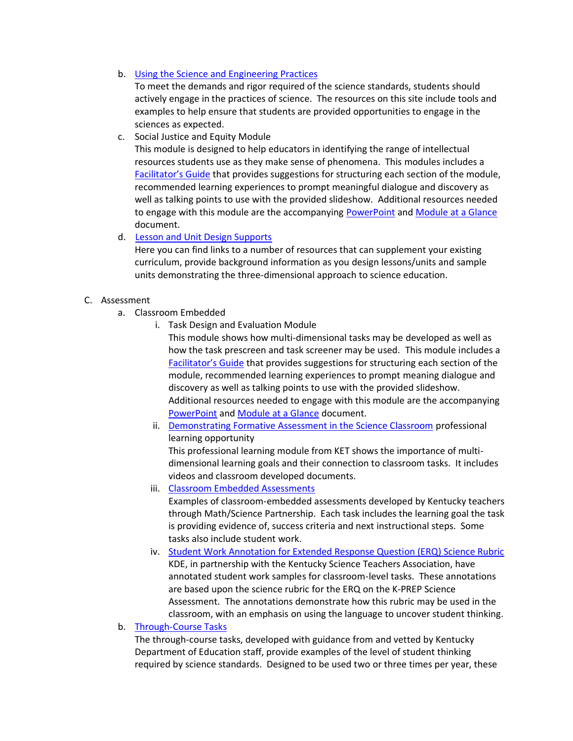b. Using the Science and Engineering Practices
   To meet the demands and rigor required of the science standards, students should actively engage in the practices of science. The resources on this site include tools and examples to help ensure that students are provided opportunities to engage in the sciences as expected.

c. Social Justice and Equity Module
   This module is designed to help educators in identifying the range of intellectual resources students use as they make sense of phenomena. This modules includes a Facilitator's Guide that provides suggestions for structuring each section of the module, recommended learning experiences to prompt meaningful dialogue and discovery as well as talking points to use with the provided slideshow. Additional resources needed to engage with this module are the accompanying PowerPoint and Module at a Glance document.

d. Lesson and Unit Design Supports
   Here you can find links to a number of resources that can supplement your existing curriculum, provide background information as you design lessons/units and sample units demonstrating the three-dimensional approach to science education.

C. Assessment

a. Classroom Embedded

   i. Task Design and Evaluation Module
      This module shows how multi-dimensional tasks may be developed as well as how the task prescreen and task screener may be used. This module includes a Facilitator's Guide that provides suggestions for structuring each section of the module, recommended learning experiences to prompt meaning dialogue and discovery as well as talking points to use with the provided slideshow. Additional resources needed to engage with this module are the accompanying PowerPoint and Module at a Glance document.

   ii. Demonstrating Formative Assessment in the Science Classroom professional learning opportunity
      This professional learning module from KET shows the importance of multi-dimensional learning goals and their connection to classroom tasks. It includes videos and classroom developed documents.

   iii. Classroom Embedded Assessments
      Examples of classroom-embedded assessments developed by Kentucky teachers through Math/Science Partnership. Each task includes the learning goal the task is providing evidence of, success criteria and next instructional steps. Some tasks also include student work.

   iv. Student Work Annotation for Extended Response Question (ERQ) Science Rubric
      KDE, in partnership with the Kentucky Science Teachers Association, have annotated student work samples for classroom-level tasks. These annotations are based upon the science rubric for the ERQ on the K-PREP Science Assessment. The annotations demonstrate how this rubric may be used in the classroom, with an emphasis on using the language to uncover student thinking.

b. Through-Course Tasks
   The through-course tasks, developed with guidance from and vetted by Kentucky Department of Education staff, provide examples of the level of student thinking required by science standards. Designed to be used two or three times per year, these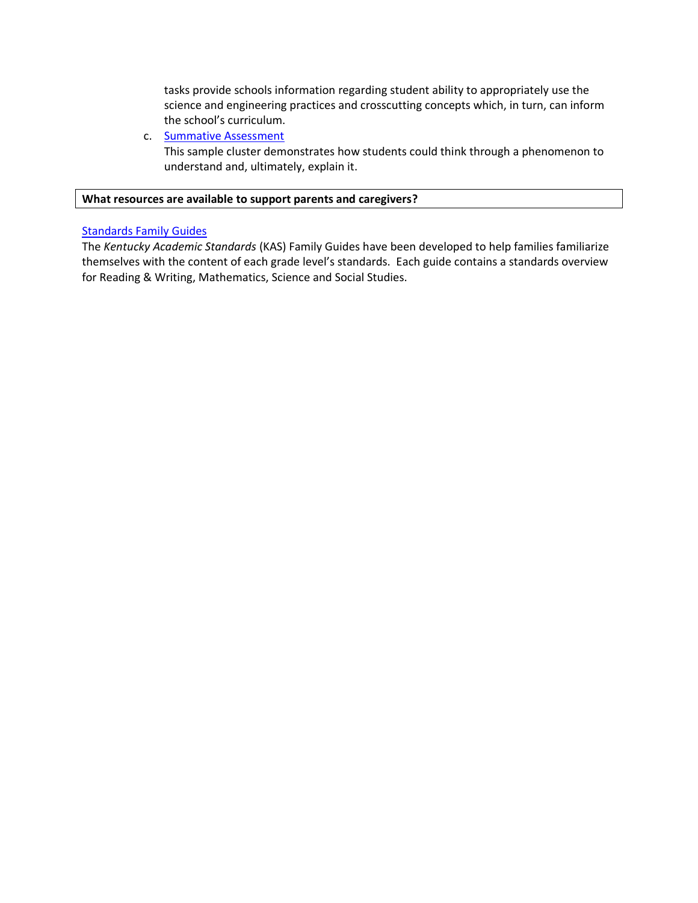tasks provide schools information regarding student ability to appropriately use the science and engineering practices and crosscutting concepts which, in turn, can inform the school's curriculum.

c. Summative Assessment
   This sample cluster demonstrates how students could think through a phenomenon to understand and, ultimately, explain it.

**What resources are available to support parents and caregivers?**

Standards Family Guides

The *Kentucky Academic Standards* (KAS) Family Guides have been developed to help families familiarize themselves with the content of each grade level's standards. Each guide contains a standards overview for Reading & Writing, Mathematics, Science and Social Studies.